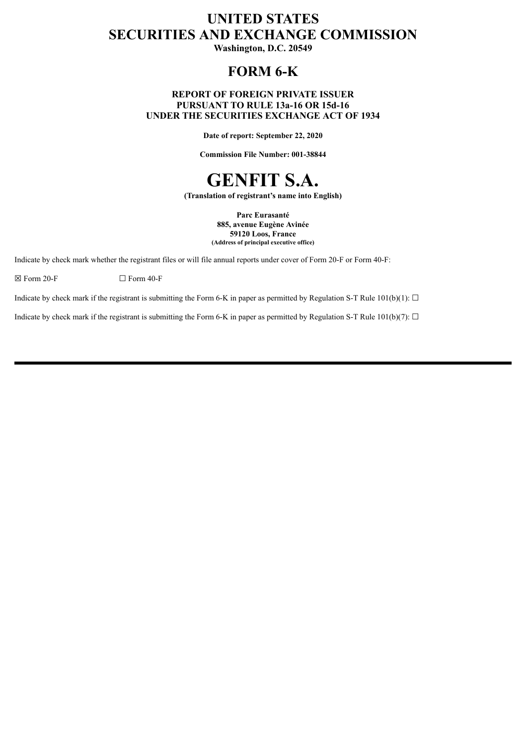# UNITED STATES
# SECURITIES AND EXCHANGE COMMISSION

**Washington, D.C. 20549**

## FORM 6-K

**REPORT OF FOREIGN PRIVATE ISSUER**
**PURSUANT TO RULE 13a-16 OR 15d-16**
**UNDER THE SECURITIES EXCHANGE ACT OF 1934**

**Date of report: September 22, 2020**

**Commission File Number: 001-38844**

# GENFIT S.A.

**(Translation of registrant's name into English)**

**Parc Eurasanté**
**885, avenue Eugène Avinée**
**59120 Loos, France**
**(Address of principal executive office)**

Indicate by check mark whether the registrant files or will file annual reports under cover of Form 20-F or Form 40-F:

☒ Form 20-F ☐ Form 40-F

Indicate by check mark if the registrant is submitting the Form 6-K in paper as permitted by Regulation S-T Rule 101(b)(1): ☐

Indicate by check mark if the registrant is submitting the Form 6-K in paper as permitted by Regulation S-T Rule 101(b)(7): ☐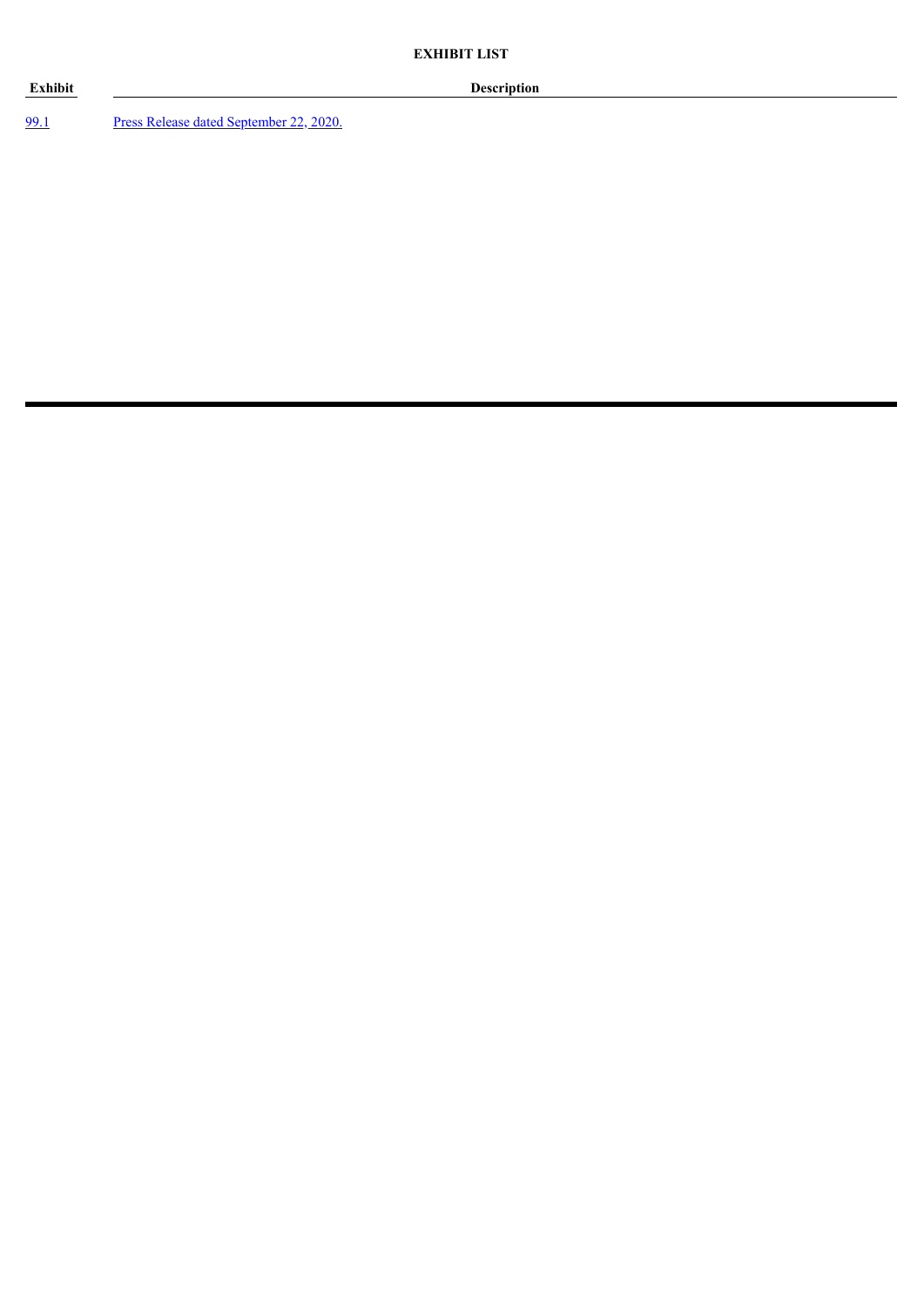**EXHIBIT LIST**

| Exhibit | Description |
| --- | --- |
| 99.1 | Press Release dated September 22, 2020. |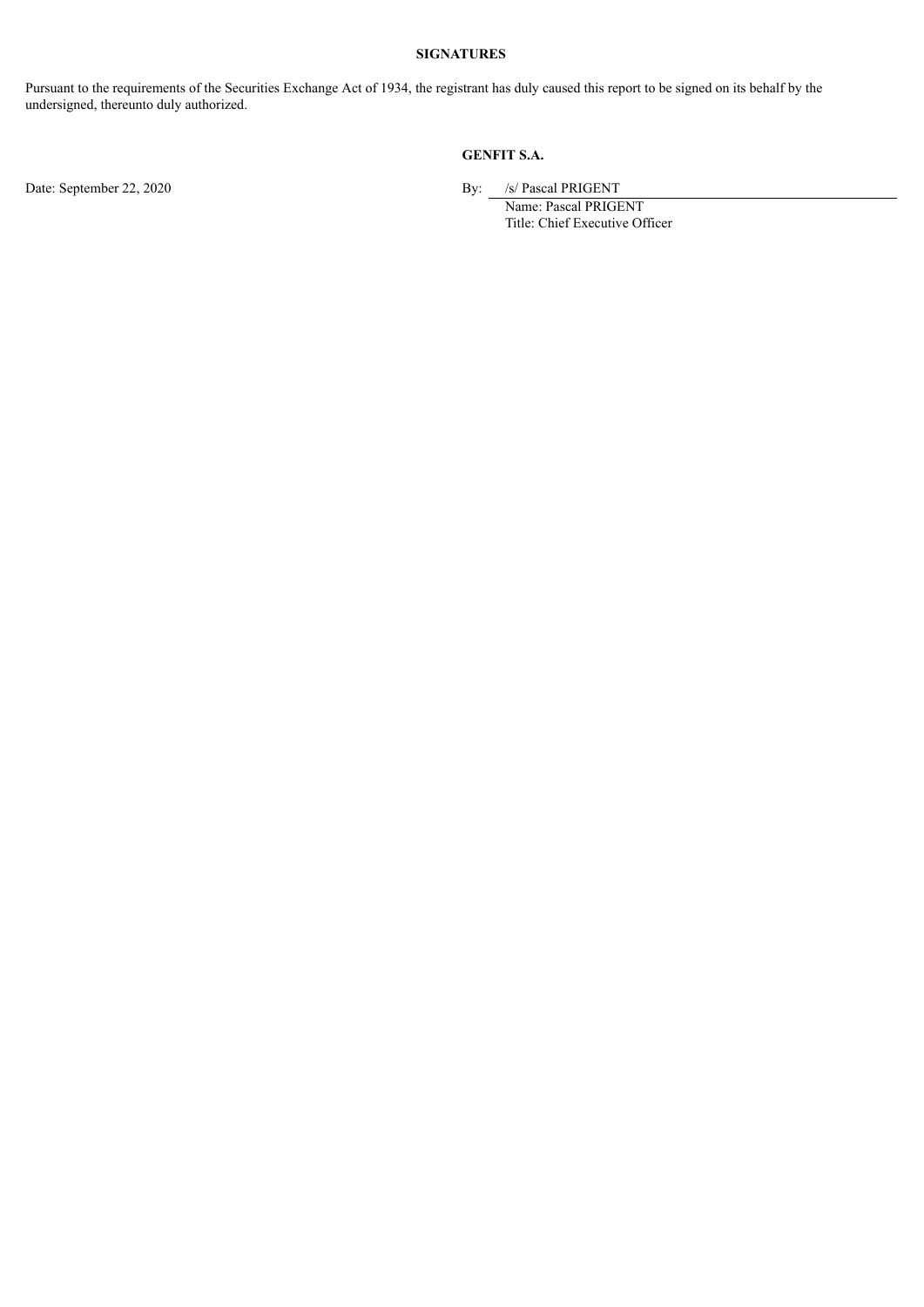**SIGNATURES**

Pursuant to the requirements of the Securities Exchange Act of 1934, the registrant has duly caused this report to be signed on its behalf by the undersigned, thereunto duly authorized.

**GENFIT S.A.**

Date: September 22, 2020

By: /s/ Pascal PRIGENT
Name: Pascal PRIGENT
Title: Chief Executive Officer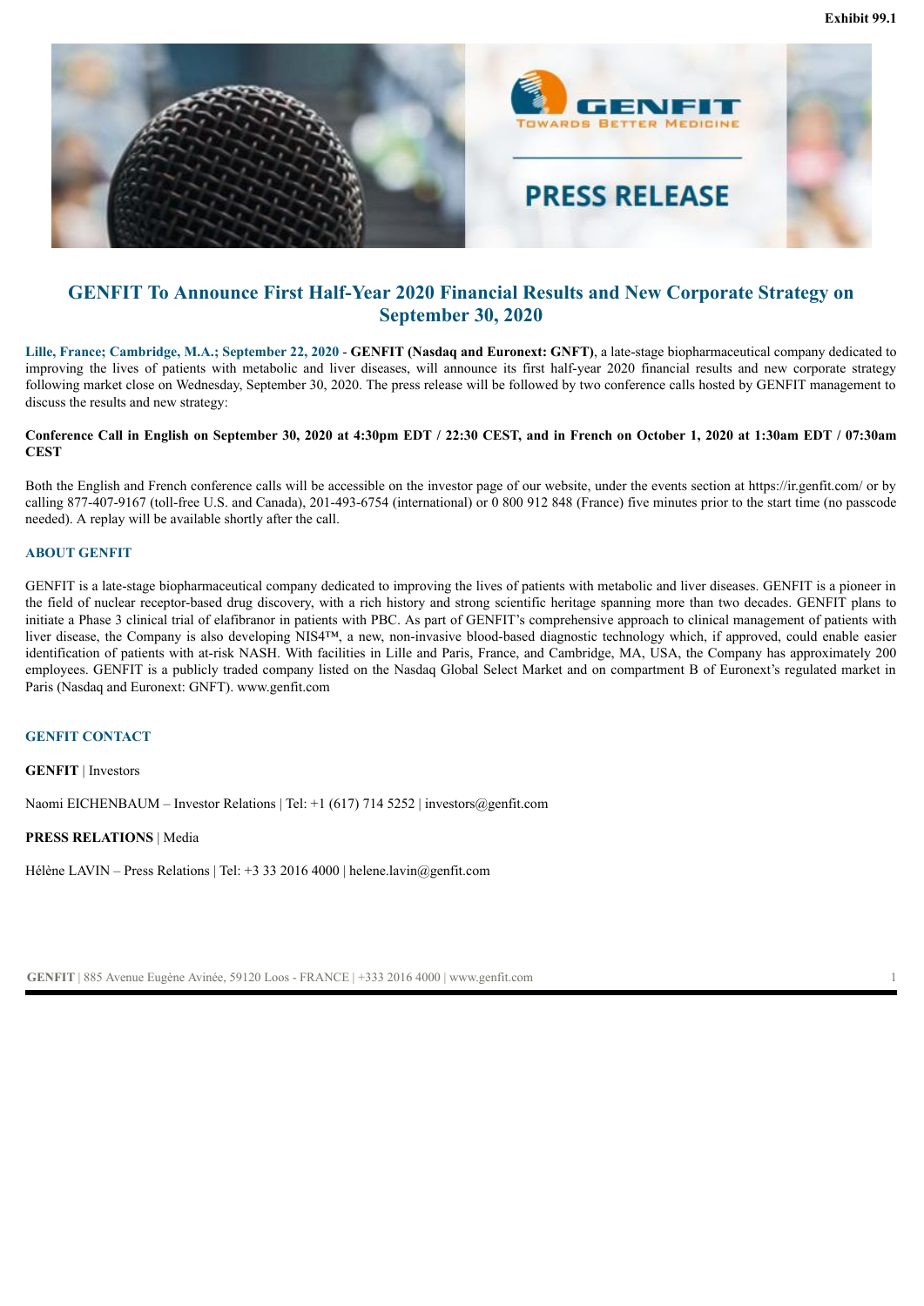Exhibit 99.1

# GENFIT To Announce First Half-Year 2020 Financial Results and New Corporate Strategy on September 30, 2020

**Lille, France; Cambridge, M.A.; September 22, 2020** - **GENFIT (Nasdaq and Euronext: GNFT)**, a late-stage biopharmaceutical company dedicated to improving the lives of patients with metabolic and liver diseases, will announce its first half-year 2020 financial results and new corporate strategy following market close on Wednesday, September 30, 2020. The press release will be followed by two conference calls hosted by GENFIT management to discuss the results and new strategy:

**Conference Call in English on September 30, 2020 at 4:30pm EDT / 22:30 CEST, and in French on October 1, 2020 at 1:30am EDT / 07:30am CEST**

Both the English and French conference calls will be accessible on the investor page of our website, under the events section at https://ir.genfit.com/ or by calling 877-407-9167 (toll-free U.S. and Canada), 201-493-6754 (international) or 0 800 912 848 (France) five minutes prior to the start time (no passcode needed). A replay will be available shortly after the call.

## ABOUT GENFIT

GENFIT is a late-stage biopharmaceutical company dedicated to improving the lives of patients with metabolic and liver diseases. GENFIT is a pioneer in the field of nuclear receptor-based drug discovery, with a rich history and strong scientific heritage spanning more than two decades. GENFIT plans to initiate a Phase 3 clinical trial of elafibranor in patients with PBC. As part of GENFIT's comprehensive approach to clinical management of patients with liver disease, the Company is also developing NIS4™, a new, non-invasive blood-based diagnostic technology which, if approved, could enable easier identification of patients with at-risk NASH. With facilities in Lille and Paris, France, and Cambridge, MA, USA, the Company has approximately 200 employees. GENFIT is a publicly traded company listed on the Nasdaq Global Select Market and on compartment B of Euronext's regulated market in Paris (Nasdaq and Euronext: GNFT). www.genfit.com

## GENFIT CONTACT

**GENFIT** | Investors

Naomi EICHENBAUM – Investor Relations | Tel: +1 (617) 714 5252 | investors@genfit.com

**PRESS RELATIONS** | Media

Hélène LAVIN – Press Relations | Tel: +3 33 2016 4000 | helene.lavin@genfit.com